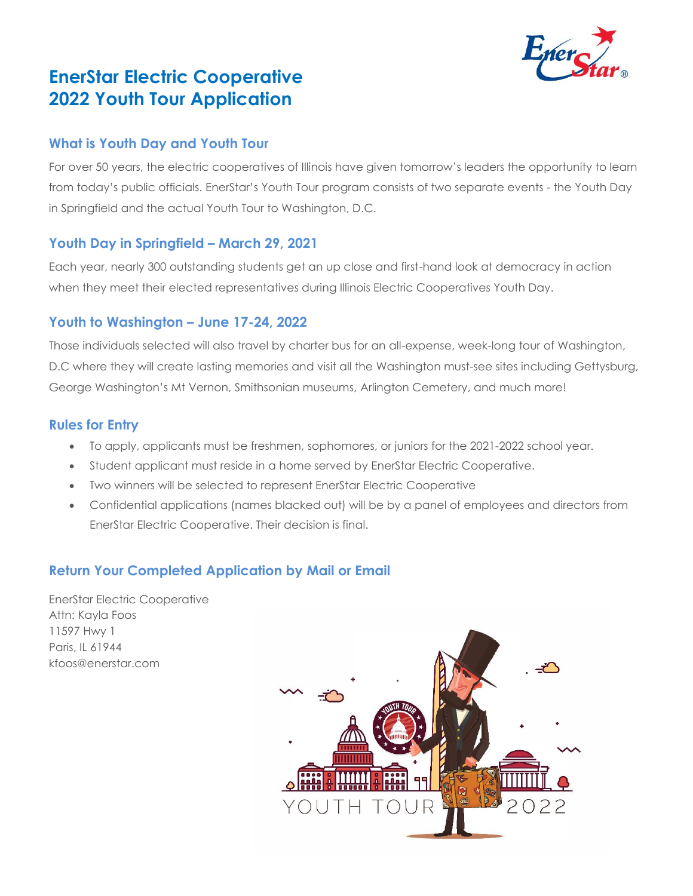# EnerStar Electric Cooperative
# 2022 Youth Tour Application

## What is Youth Day and Youth Tour

For over 50 years, the electric cooperatives of Illinois have given tomorrow's leaders the opportunity to learn from today's public officials. EnerStar's Youth Tour program consists of two separate events - the Youth Day in Springfield and the actual Youth Tour to Washington, D.C.

## Youth Day in Springfield – March 29, 2021

Each year, nearly 300 outstanding students get an up close and first-hand look at democracy in action when they meet their elected representatives during Illinois Electric Cooperatives Youth Day.

## Youth to Washington – June 17-24, 2022

Those individuals selected will also travel by charter bus for an all-expense, week-long tour of Washington, D.C where they will create lasting memories and visit all the Washington must-see sites including Gettysburg, George Washington's Mt Vernon, Smithsonian museums, Arlington Cemetery, and much more!

## Rules for Entry

- To apply, applicants must be freshmen, sophomores, or juniors for the 2021-2022 school year.
- Student applicant must reside in a home served by EnerStar Electric Cooperative.
- Two winners will be selected to represent EnerStar Electric Cooperative
- Confidential applications (names blacked out) will be by a panel of employees and directors from EnerStar Electric Cooperative. Their decision is final.

## Return Your Completed Application by Mail or Email

EnerStar Electric Cooperative
Attn: Kayla Foos
11597 Hwy 1
Paris, IL 61944
kfoos@enerstar.com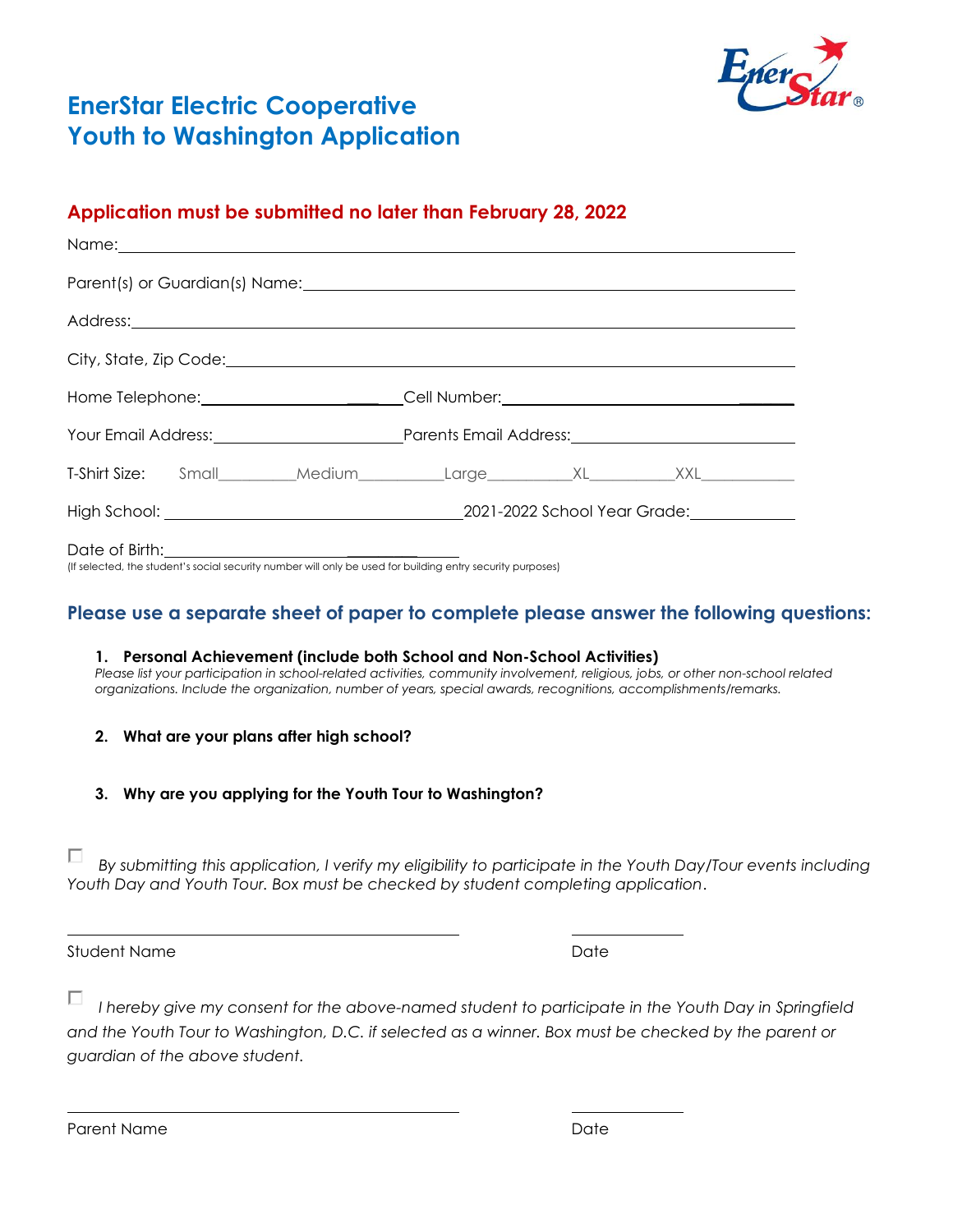# EnerStar Electric Cooperative
# Youth to Washington Application

## Application must be submitted no later than February 28, 2022

Name:______________________________________________________________________

Parent(s) or Guardian(s) Name:______________________________________________________

Address:____________________________________________________________________

City, State, Zip Code:_________________________________________________________

Home Telephone:______________________ Cell Number:______________________________

Your Email Address:__________________ Parents Email Address:_____________________

T-Shirt Size: Small_________ Medium__________ Large__________ XL__________ XXL___________

High School: ______________________________ 2021-2022 School Year Grade:___________

Date of Birth:______________________________

(If selected, the student's social security number will only be used for building entry security purposes)

### Please use a separate sheet of paper to complete please answer the following questions:

1. **Personal Achievement (include both School and Non-School Activities)**
   *Please list your participation in school-related activities, community involvement, religious, jobs, or other non-school related organizations. Include the organization, number of years, special awards, recognitions, accomplishments/remarks.*

2. **What are your plans after high school?**

3. **Why are you applying for the Youth Tour to Washington?**

☐ *By submitting this application, I verify my eligibility to participate in the Youth Day/Tour events including Youth Day and Youth Tour. Box must be checked by student completing application.*

______________________________ ______________

Student Name Date

☐ *I hereby give my consent for the above-named student to participate in the Youth Day in Springfield and the Youth Tour to Washington, D.C. if selected as a winner. Box must be checked by the parent or guardian of the above student.*

______________________________ ______________

Parent Name Date